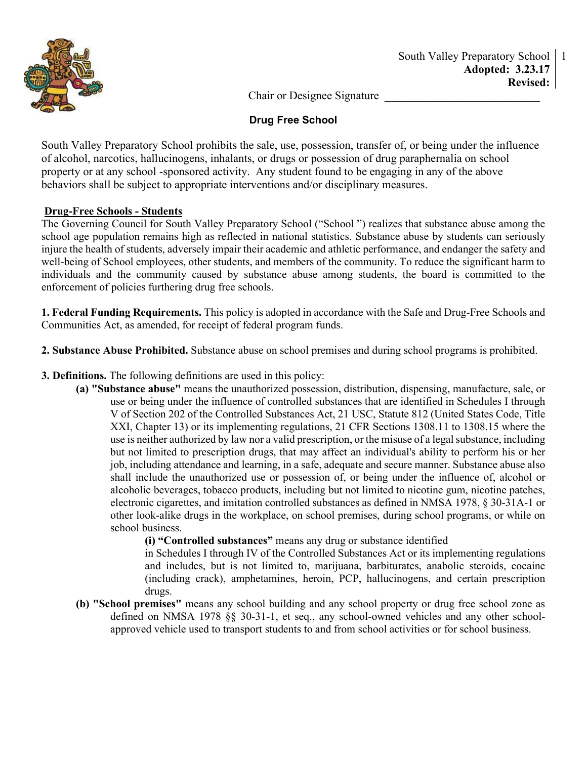South Valley Preparatory School
**Adopted: 3.23.17**
**Revised:**

Chair or Designee Signature ___________________________

## Drug Free School

South Valley Preparatory School prohibits the sale, use, possession, transfer of, or being under the influence of alcohol, narcotics, hallucinogens, inhalants, or drugs or possession of drug paraphernalia on school property or at any school -sponsored activity. Any student found to be engaging in any of the above behaviors shall be subject to appropriate interventions and/or disciplinary measures.

**Drug-Free Schools - Students**

The Governing Council for South Valley Preparatory School ("School ") realizes that substance abuse among the school age population remains high as reflected in national statistics. Substance abuse by students can seriously injure the health of students, adversely impair their academic and athletic performance, and endanger the safety and well-being of School employees, other students, and members of the community. To reduce the significant harm to individuals and the community caused by substance abuse among students, the board is committed to the enforcement of policies furthering drug free schools.

**1. Federal Funding Requirements.** This policy is adopted in accordance with the Safe and Drug-Free Schools and Communities Act, as amended, for receipt of federal program funds.

**2. Substance Abuse Prohibited.** Substance abuse on school premises and during school programs is prohibited.

**3. Definitions.** The following definitions are used in this policy:

- **(a) "Substance abuse"** means the unauthorized possession, distribution, dispensing, manufacture, sale, or use or being under the influence of controlled substances that are identified in Schedules I through V of Section 202 of the Controlled Substances Act, 21 USC, Statute 812 (United States Code, Title XXI, Chapter 13) or its implementing regulations, 21 CFR Sections 1308.11 to 1308.15 where the use is neither authorized by law nor a valid prescription, or the misuse of a legal substance, including but not limited to prescription drugs, that may affect an individual's ability to perform his or her job, including attendance and learning, in a safe, adequate and secure manner. Substance abuse also shall include the unauthorized use or possession of, or being under the influence of, alcohol or alcoholic beverages, tobacco products, including but not limited to nicotine gum, nicotine patches, electronic cigarettes, and imitation controlled substances as defined in NMSA 1978, § 30-31A-1 or other look-alike drugs in the workplace, on school premises, during school programs, or while on school business.
  - **(i) "Controlled substances"** means any drug or substance identified in Schedules I through IV of the Controlled Substances Act or its implementing regulations and includes, but is not limited to, marijuana, barbiturates, anabolic steroids, cocaine (including crack), amphetamines, heroin, PCP, hallucinogens, and certain prescription drugs.
- **(b) "School premises"** means any school building and any school property or drug free school zone as defined on NMSA 1978 §§ 30-31-1, et seq., any school-owned vehicles and any other school-approved vehicle used to transport students to and from school activities or for school business.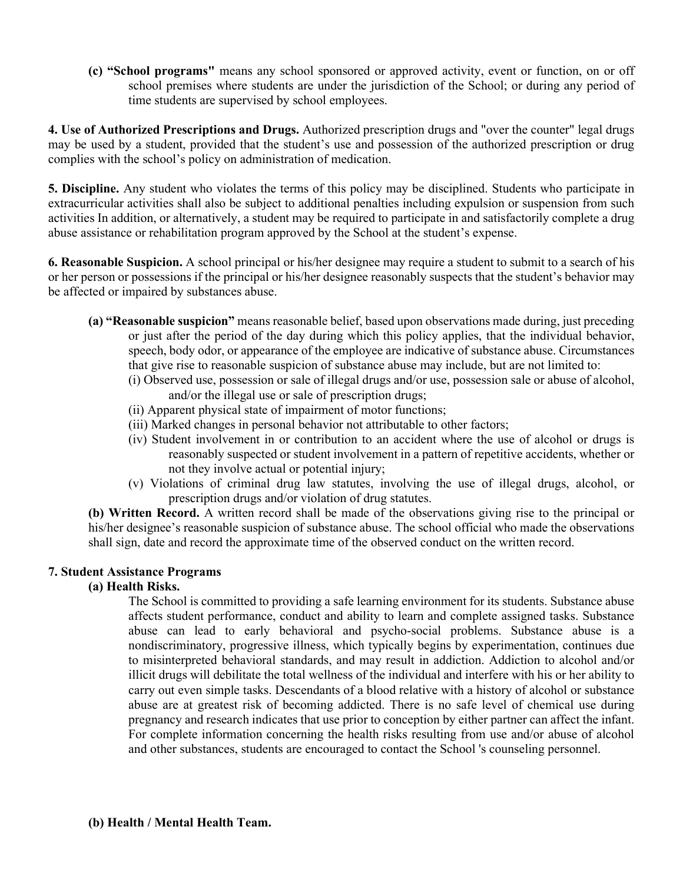**(c) "School programs"** means any school sponsored or approved activity, event or function, on or off school premises where students are under the jurisdiction of the School; or during any period of time students are supervised by school employees.

**4. Use of Authorized Prescriptions and Drugs.** Authorized prescription drugs and "over the counter" legal drugs may be used by a student, provided that the student's use and possession of the authorized prescription or drug complies with the school's policy on administration of medication.

**5. Discipline.** Any student who violates the terms of this policy may be disciplined. Students who participate in extracurricular activities shall also be subject to additional penalties including expulsion or suspension from such activities In addition, or alternatively, a student may be required to participate in and satisfactorily complete a drug abuse assistance or rehabilitation program approved by the School at the student's expense.

**6. Reasonable Suspicion.** A school principal or his/her designee may require a student to submit to a search of his or her person or possessions if the principal or his/her designee reasonably suspects that the student's behavior may be affected or impaired by substances abuse.

**(a) "Reasonable suspicion"** means reasonable belief, based upon observations made during, just preceding or just after the period of the day during which this policy applies, that the individual behavior, speech, body odor, or appearance of the employee are indicative of substance abuse. Circumstances that give rise to reasonable suspicion of substance abuse may include, but are not limited to:

(i) Observed use, possession or sale of illegal drugs and/or use, possession sale or abuse of alcohol, and/or the illegal use or sale of prescription drugs;

(ii) Apparent physical state of impairment of motor functions;

(iii) Marked changes in personal behavior not attributable to other factors;

(iv) Student involvement in or contribution to an accident where the use of alcohol or drugs is reasonably suspected or student involvement in a pattern of repetitive accidents, whether or not they involve actual or potential injury;

(v) Violations of criminal drug law statutes, involving the use of illegal drugs, alcohol, or prescription drugs and/or violation of drug statutes.

**(b) Written Record.** A written record shall be made of the observations giving rise to the principal or his/her designee's reasonable suspicion of substance abuse. The school official who made the observations shall sign, date and record the approximate time of the observed conduct on the written record.

**7. Student Assistance Programs**

**(a) Health Risks.**

The School is committed to providing a safe learning environment for its students. Substance abuse affects student performance, conduct and ability to learn and complete assigned tasks. Substance abuse can lead to early behavioral and psycho-social problems. Substance abuse is a nondiscriminatory, progressive illness, which typically begins by experimentation, continues due to misinterpreted behavioral standards, and may result in addiction. Addiction to alcohol and/or illicit drugs will debilitate the total wellness of the individual and interfere with his or her ability to carry out even simple tasks. Descendants of a blood relative with a history of alcohol or substance abuse are at greatest risk of becoming addicted. There is no safe level of chemical use during pregnancy and research indicates that use prior to conception by either partner can affect the infant. For complete information concerning the health risks resulting from use and/or abuse of alcohol and other substances, students are encouraged to contact the School 's counseling personnel.

**(b) Health / Mental Health Team.**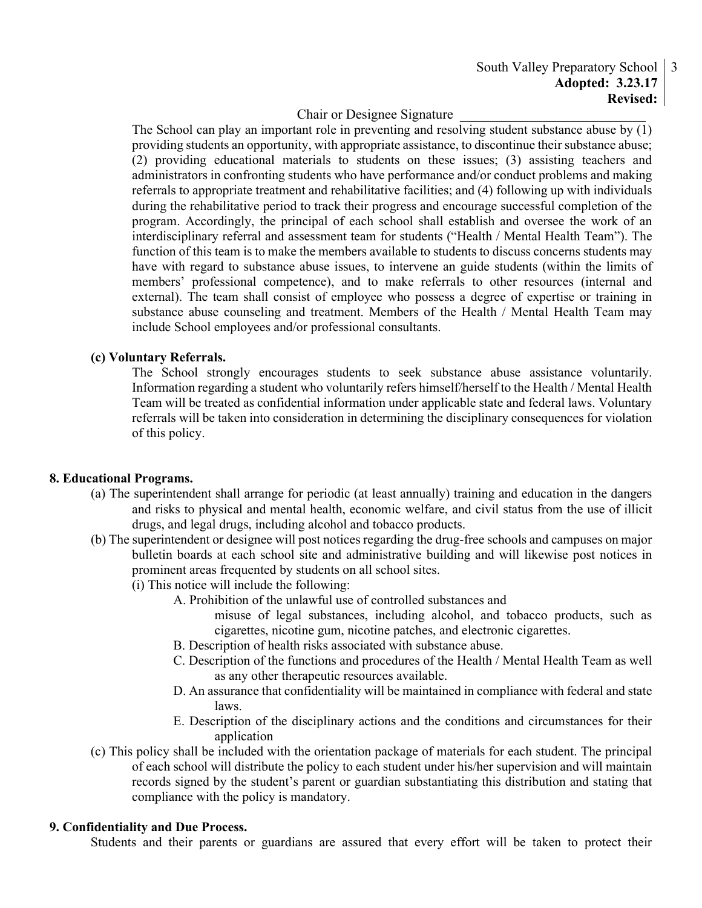The School can play an important role in preventing and resolving student substance abuse by (1) providing students an opportunity, with appropriate assistance, to discontinue their substance abuse; (2) providing educational materials to students on these issues; (3) assisting teachers and administrators in confronting students who have performance and/or conduct problems and making referrals to appropriate treatment and rehabilitative facilities; and (4) following up with individuals during the rehabilitative period to track their progress and encourage successful completion of the program. Accordingly, the principal of each school shall establish and oversee the work of an interdisciplinary referral and assessment team for students ("Health / Mental Health Team"). The function of this team is to make the members available to students to discuss concerns students may have with regard to substance abuse issues, to intervene an guide students (within the limits of members' professional competence), and to make referrals to other resources (internal and external). The team shall consist of employee who possess a degree of expertise or training in substance abuse counseling and treatment. Members of the Health / Mental Health Team may include School employees and/or professional consultants.

**(c) Voluntary Referrals.**

The School strongly encourages students to seek substance abuse assistance voluntarily. Information regarding a student who voluntarily refers himself/herself to the Health / Mental Health Team will be treated as confidential information under applicable state and federal laws. Voluntary referrals will be taken into consideration in determining the disciplinary consequences for violation of this policy.

**8. Educational Programs.**

(a) The superintendent shall arrange for periodic (at least annually) training and education in the dangers and risks to physical and mental health, economic welfare, and civil status from the use of illicit drugs, and legal drugs, including alcohol and tobacco products.

(b) The superintendent or designee will post notices regarding the drug-free schools and campuses on major bulletin boards at each school site and administrative building and will likewise post notices in prominent areas frequented by students on all school sites.

(i) This notice will include the following:

A. Prohibition of the unlawful use of controlled substances and misuse of legal substances, including alcohol, and tobacco products, such as cigarettes, nicotine gum, nicotine patches, and electronic cigarettes.

B. Description of health risks associated with substance abuse.

C. Description of the functions and procedures of the Health / Mental Health Team as well as any other therapeutic resources available.

D. An assurance that confidentiality will be maintained in compliance with federal and state laws.

E. Description of the disciplinary actions and the conditions and circumstances for their application

(c) This policy shall be included with the orientation package of materials for each student. The principal of each school will distribute the policy to each student under his/her supervision and will maintain records signed by the student's parent or guardian substantiating this distribution and stating that compliance with the policy is mandatory.

**9. Confidentiality and Due Process.**

Students and their parents or guardians are assured that every effort will be taken to protect their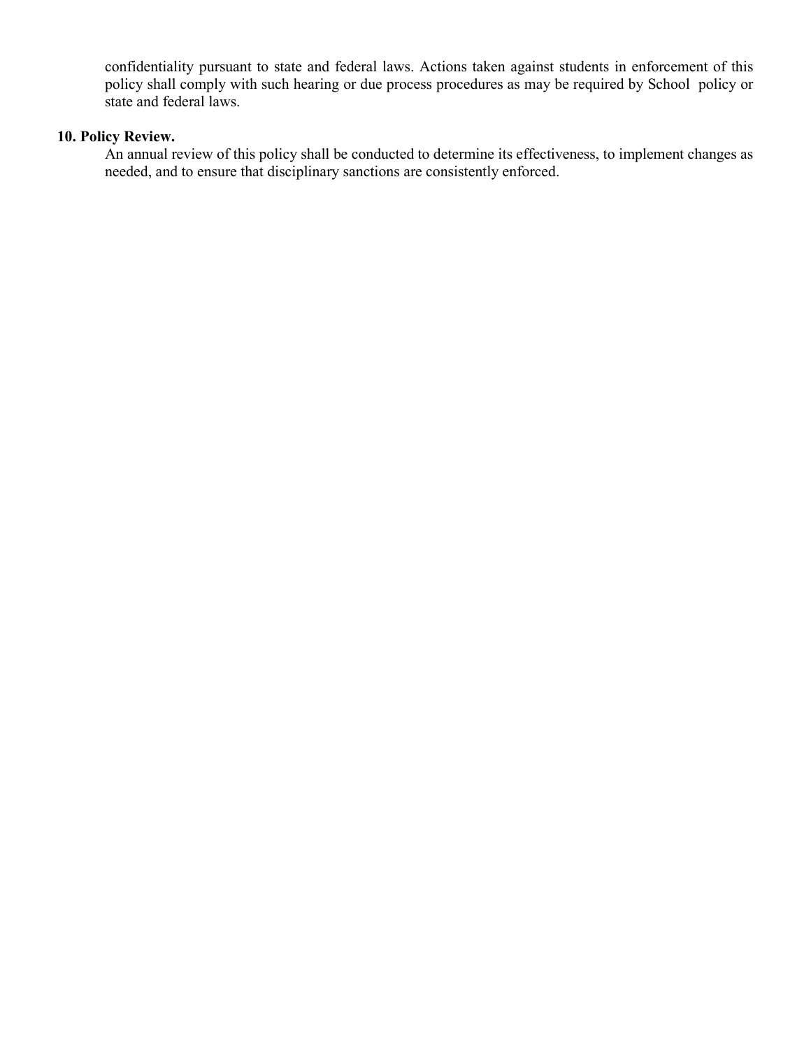confidentiality pursuant to state and federal laws. Actions taken against students in enforcement of this policy shall comply with such hearing or due process procedures as may be required by School policy or state and federal laws.

**10. Policy Review.**

An annual review of this policy shall be conducted to determine its effectiveness, to implement changes as needed, and to ensure that disciplinary sanctions are consistently enforced.